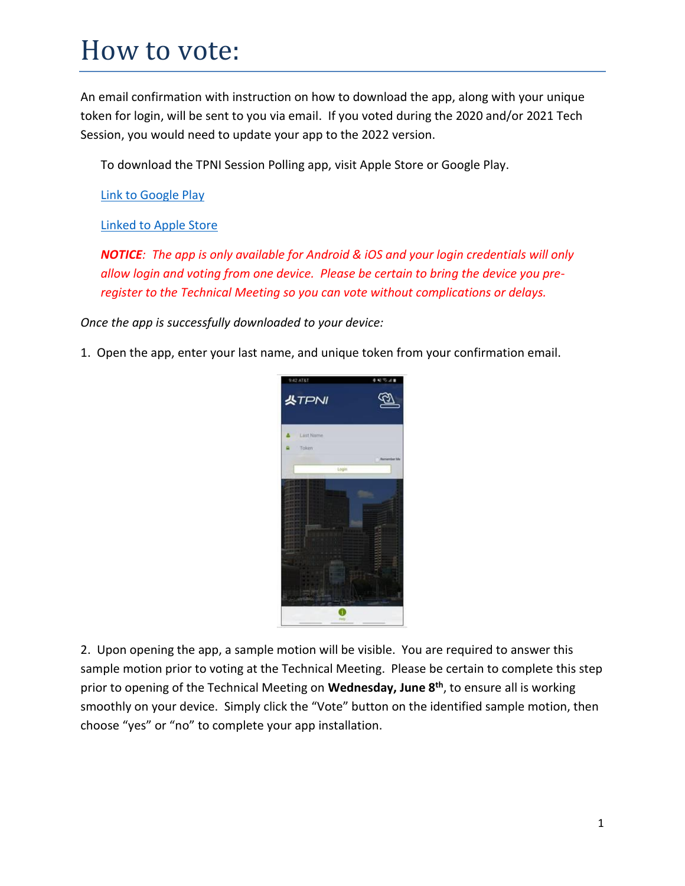# How to vote:

An email confirmation with instruction on how to download the app, along with your unique token for login, will be sent to you via email. If you voted during the 2020 and/or 2021 Tech Session, you would need to update your app to the 2022 version.

To download the TPNI Session Polling app, visit Apple Store or Google Play.

[Link to Google Play]

[Linked to Apple Store]

***NOTICE**: The app is only available for Android & iOS and your login credentials will only allow login and voting from one device. Please be certain to bring the device you pre-register to the Technical Meeting so you can vote without complications or delays.*

*Once the app is successfully downloaded to your device:*

1. Open the app, enter your last name, and unique token from your confirmation email.

2. Upon opening the app, a sample motion will be visible. You are required to answer this sample motion prior to voting at the Technical Meeting. Please be certain to complete this step prior to opening of the Technical Meeting on **Wednesday, June 8th**, to ensure all is working smoothly on your device. Simply click the "Vote" button on the identified sample motion, then choose "yes" or "no" to complete your app installation.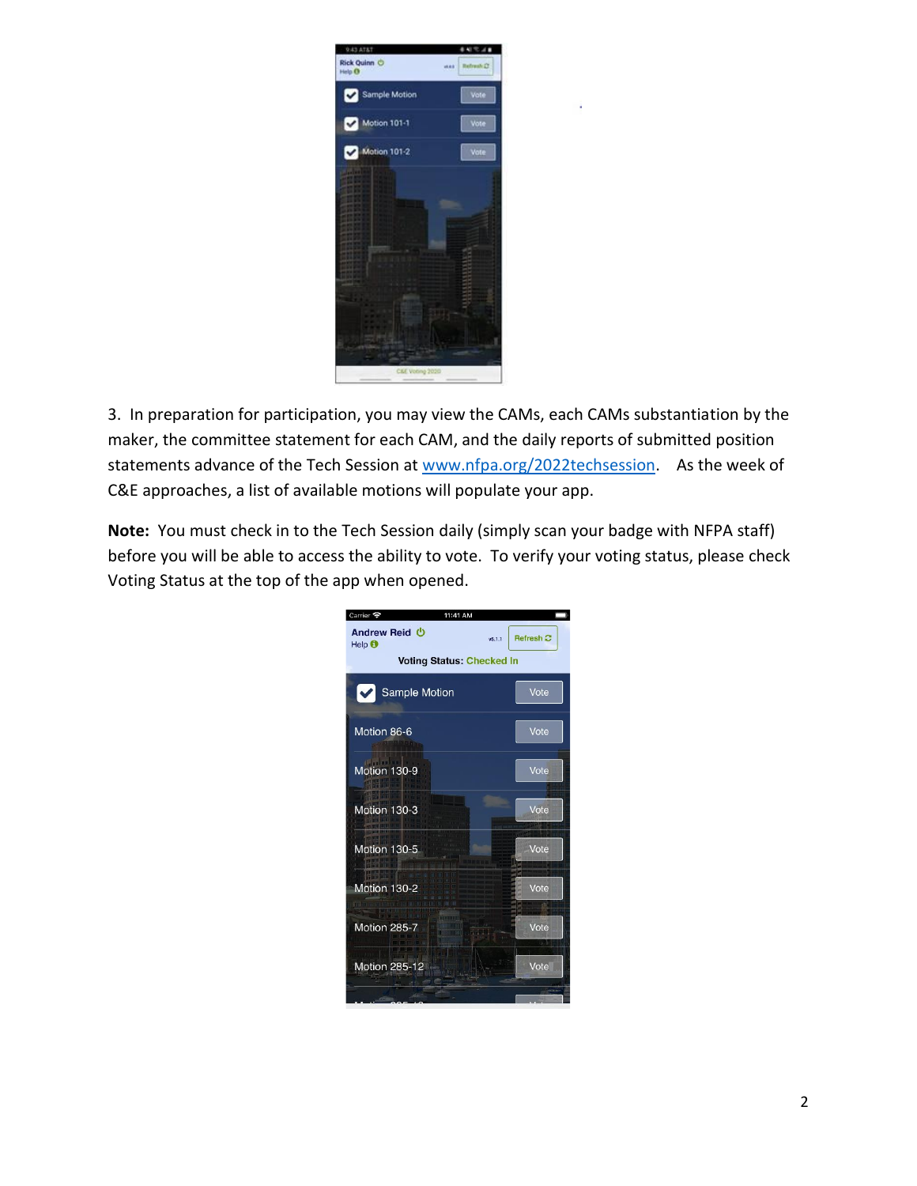3. In preparation for participation, you may view the CAMs, each CAMs substantiation by the maker, the committee statement for each CAM, and the daily reports of submitted position statements advance of the Tech Session at [www.nfpa.org/2022techsession](http://www.nfpa.org/2022techsession). As the week of C&E approaches, a list of available motions will populate your app.

**Note:** You must check in to the Tech Session daily (simply scan your badge with NFPA staff) before you will be able to access the ability to vote. To verify your voting status, please check Voting Status at the top of the app when opened.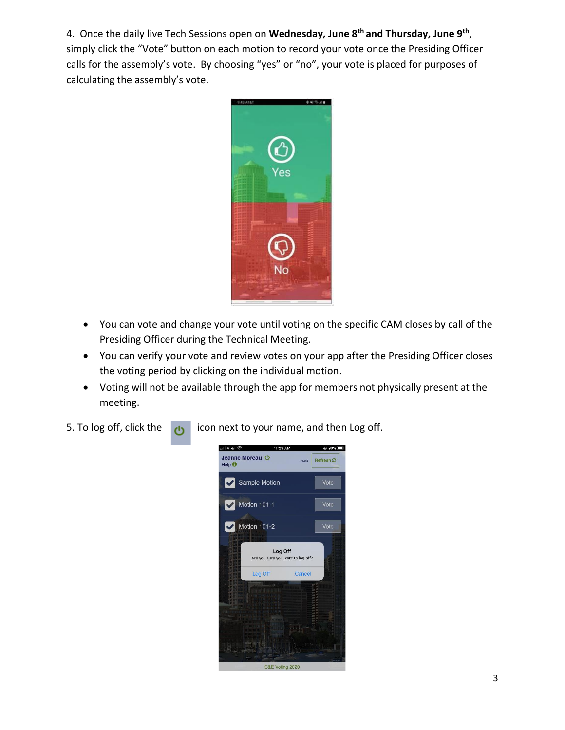4. Once the daily live Tech Sessions open on **Wednesday, June 8th and Thursday, June 9th**, simply click the "Vote" button on each motion to record your vote once the Presiding Officer calls for the assembly's vote. By choosing "yes" or "no", your vote is placed for purposes of calculating the assembly's vote.

- You can vote and change your vote until voting on the specific CAM closes by call of the Presiding Officer during the Technical Meeting.
- You can verify your vote and review votes on your app after the Presiding Officer closes the voting period by clicking on the individual motion.
- Voting will not be available through the app for members not physically present at the meeting.

5. To log off, click the icon next to your name, and then Log off.